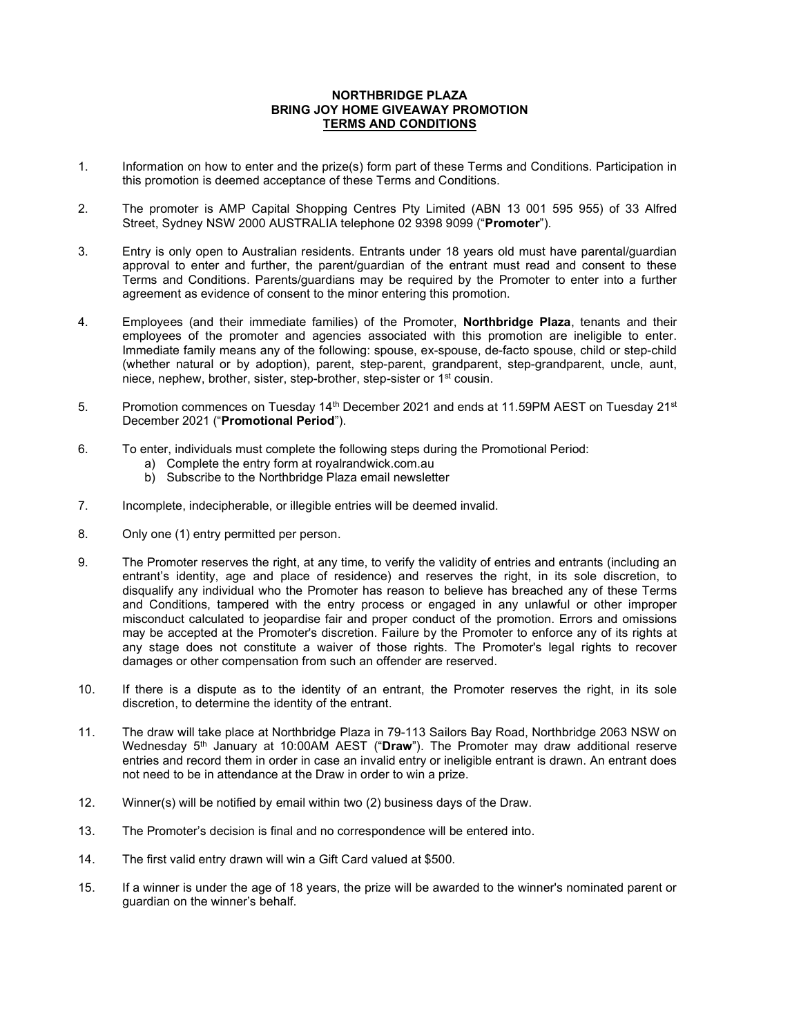# NORTHBRIDGE PLAZA
# BRING JOY HOME GIVEAWAY PROMOTION
# TERMS AND CONDITIONS

1. Information on how to enter and the prize(s) form part of these Terms and Conditions. Participation in this promotion is deemed acceptance of these Terms and Conditions.

2. The promoter is AMP Capital Shopping Centres Pty Limited (ABN 13 001 595 955) of 33 Alfred Street, Sydney NSW 2000 AUSTRALIA telephone 02 9398 9099 ("**Promoter**").

3. Entry is only open to Australian residents. Entrants under 18 years old must have parental/guardian approval to enter and further, the parent/guardian of the entrant must read and consent to these Terms and Conditions. Parents/guardians may be required by the Promoter to enter into a further agreement as evidence of consent to the minor entering this promotion.

4. Employees (and their immediate families) of the Promoter, **Northbridge Plaza**, tenants and their employees of the promoter and agencies associated with this promotion are ineligible to enter. Immediate family means any of the following: spouse, ex-spouse, de-facto spouse, child or step-child (whether natural or by adoption), parent, step-parent, grandparent, step-grandparent, uncle, aunt, niece, nephew, brother, sister, step-brother, step-sister or 1st cousin.

5. Promotion commences on Tuesday 14th December 2021 and ends at 11.59PM AEST on Tuesday 21st December 2021 ("**Promotional Period**").

6. To enter, individuals must complete the following steps during the Promotional Period:
   a) Complete the entry form at royalrandwick.com.au
   b) Subscribe to the Northbridge Plaza email newsletter

7. Incomplete, indecipherable, or illegible entries will be deemed invalid.

8. Only one (1) entry permitted per person.

9. The Promoter reserves the right, at any time, to verify the validity of entries and entrants (including an entrant's identity, age and place of residence) and reserves the right, in its sole discretion, to disqualify any individual who the Promoter has reason to believe has breached any of these Terms and Conditions, tampered with the entry process or engaged in any unlawful or other improper misconduct calculated to jeopardise fair and proper conduct of the promotion. Errors and omissions may be accepted at the Promoter's discretion. Failure by the Promoter to enforce any of its rights at any stage does not constitute a waiver of those rights. The Promoter's legal rights to recover damages or other compensation from such an offender are reserved.

10. If there is a dispute as to the identity of an entrant, the Promoter reserves the right, in its sole discretion, to determine the identity of the entrant.

11. The draw will take place at Northbridge Plaza in 79-113 Sailors Bay Road, Northbridge 2063 NSW on Wednesday 5th January at 10:00AM AEST ("**Draw**"). The Promoter may draw additional reserve entries and record them in order in case an invalid entry or ineligible entrant is drawn. An entrant does not need to be in attendance at the Draw in order to win a prize.

12. Winner(s) will be notified by email within two (2) business days of the Draw.

13. The Promoter's decision is final and no correspondence will be entered into.

14. The first valid entry drawn will win a Gift Card valued at $500.

15. If a winner is under the age of 18 years, the prize will be awarded to the winner's nominated parent or guardian on the winner's behalf.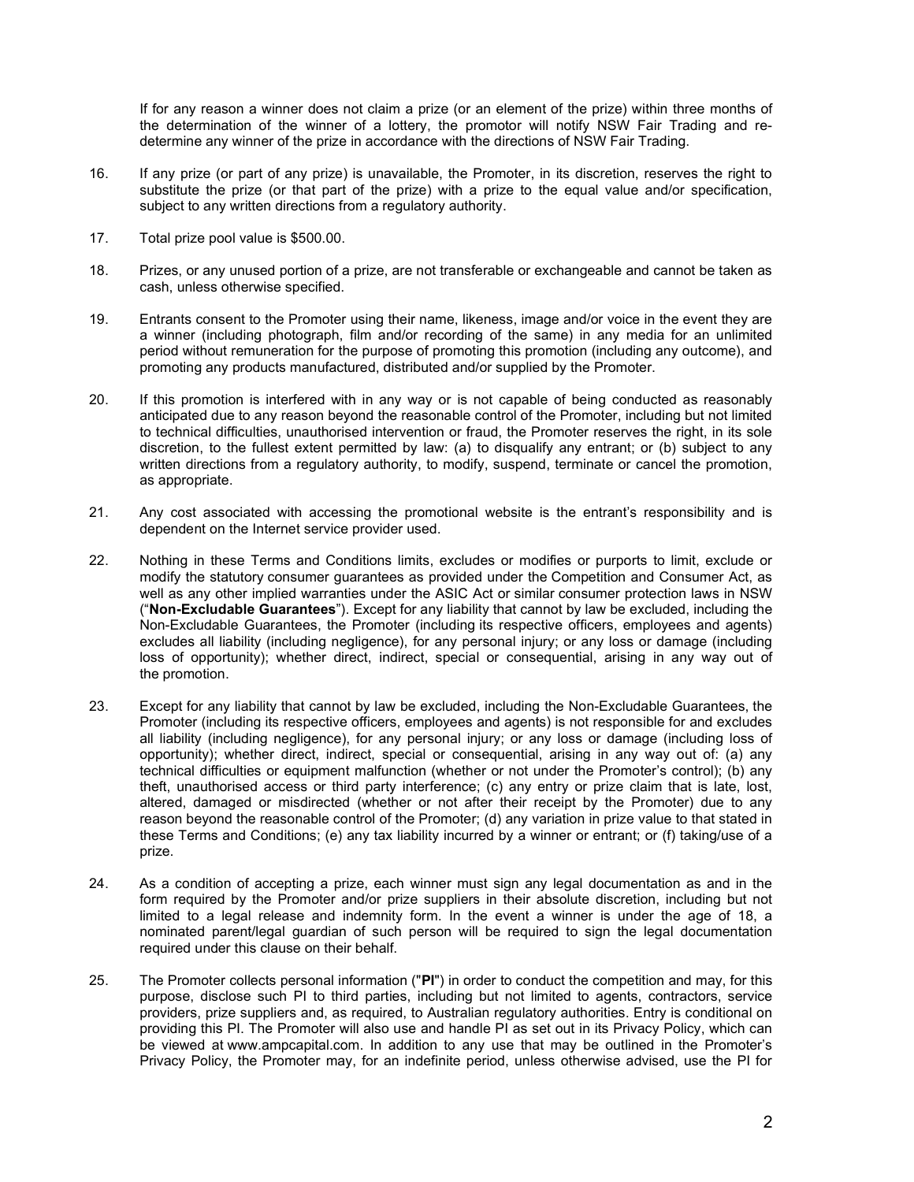If for any reason a winner does not claim a prize (or an element of the prize) within three months of the determination of the winner of a lottery, the promotor will notify NSW Fair Trading and re-determine any winner of the prize in accordance with the directions of NSW Fair Trading.

16. If any prize (or part of any prize) is unavailable, the Promoter, in its discretion, reserves the right to substitute the prize (or that part of the prize) with a prize to the equal value and/or specification, subject to any written directions from a regulatory authority.

17. Total prize pool value is $500.00.

18. Prizes, or any unused portion of a prize, are not transferable or exchangeable and cannot be taken as cash, unless otherwise specified.

19. Entrants consent to the Promoter using their name, likeness, image and/or voice in the event they are a winner (including photograph, film and/or recording of the same) in any media for an unlimited period without remuneration for the purpose of promoting this promotion (including any outcome), and promoting any products manufactured, distributed and/or supplied by the Promoter.

20. If this promotion is interfered with in any way or is not capable of being conducted as reasonably anticipated due to any reason beyond the reasonable control of the Promoter, including but not limited to technical difficulties, unauthorised intervention or fraud, the Promoter reserves the right, in its sole discretion, to the fullest extent permitted by law: (a) to disqualify any entrant; or (b) subject to any written directions from a regulatory authority, to modify, suspend, terminate or cancel the promotion, as appropriate.

21. Any cost associated with accessing the promotional website is the entrant's responsibility and is dependent on the Internet service provider used.

22. Nothing in these Terms and Conditions limits, excludes or modifies or purports to limit, exclude or modify the statutory consumer guarantees as provided under the Competition and Consumer Act, as well as any other implied warranties under the ASIC Act or similar consumer protection laws in NSW ("**Non-Excludable Guarantees**"). Except for any liability that cannot by law be excluded, including the Non-Excludable Guarantees, the Promoter (including its respective officers, employees and agents) excludes all liability (including negligence), for any personal injury; or any loss or damage (including loss of opportunity); whether direct, indirect, special or consequential, arising in any way out of the promotion.

23. Except for any liability that cannot by law be excluded, including the Non-Excludable Guarantees, the Promoter (including its respective officers, employees and agents) is not responsible for and excludes all liability (including negligence), for any personal injury; or any loss or damage (including loss of opportunity); whether direct, indirect, special or consequential, arising in any way out of: (a) any technical difficulties or equipment malfunction (whether or not under the Promoter's control); (b) any theft, unauthorised access or third party interference; (c) any entry or prize claim that is late, lost, altered, damaged or misdirected (whether or not after their receipt by the Promoter) due to any reason beyond the reasonable control of the Promoter; (d) any variation in prize value to that stated in these Terms and Conditions; (e) any tax liability incurred by a winner or entrant; or (f) taking/use of a prize.

24. As a condition of accepting a prize, each winner must sign any legal documentation as and in the form required by the Promoter and/or prize suppliers in their absolute discretion, including but not limited to a legal release and indemnity form. In the event a winner is under the age of 18, a nominated parent/legal guardian of such person will be required to sign the legal documentation required under this clause on their behalf.

25. The Promoter collects personal information ("**PI**") in order to conduct the competition and may, for this purpose, disclose such PI to third parties, including but not limited to agents, contractors, service providers, prize suppliers and, as required, to Australian regulatory authorities. Entry is conditional on providing this PI. The Promoter will also use and handle PI as set out in its Privacy Policy, which can be viewed at www.ampcapital.com. In addition to any use that may be outlined in the Promoter's Privacy Policy, the Promoter may, for an indefinite period, unless otherwise advised, use the PI for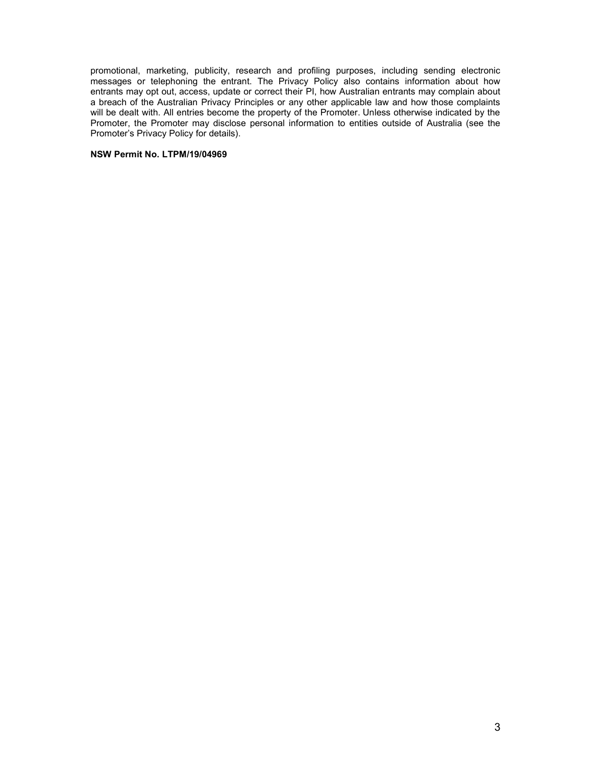promotional, marketing, publicity, research and profiling purposes, including sending electronic messages or telephoning the entrant. The Privacy Policy also contains information about how entrants may opt out, access, update or correct their PI, how Australian entrants may complain about a breach of the Australian Privacy Principles or any other applicable law and how those complaints will be dealt with. All entries become the property of the Promoter. Unless otherwise indicated by the Promoter, the Promoter may disclose personal information to entities outside of Australia (see the Promoter's Privacy Policy for details).

**NSW Permit No. LTPM/19/04969**